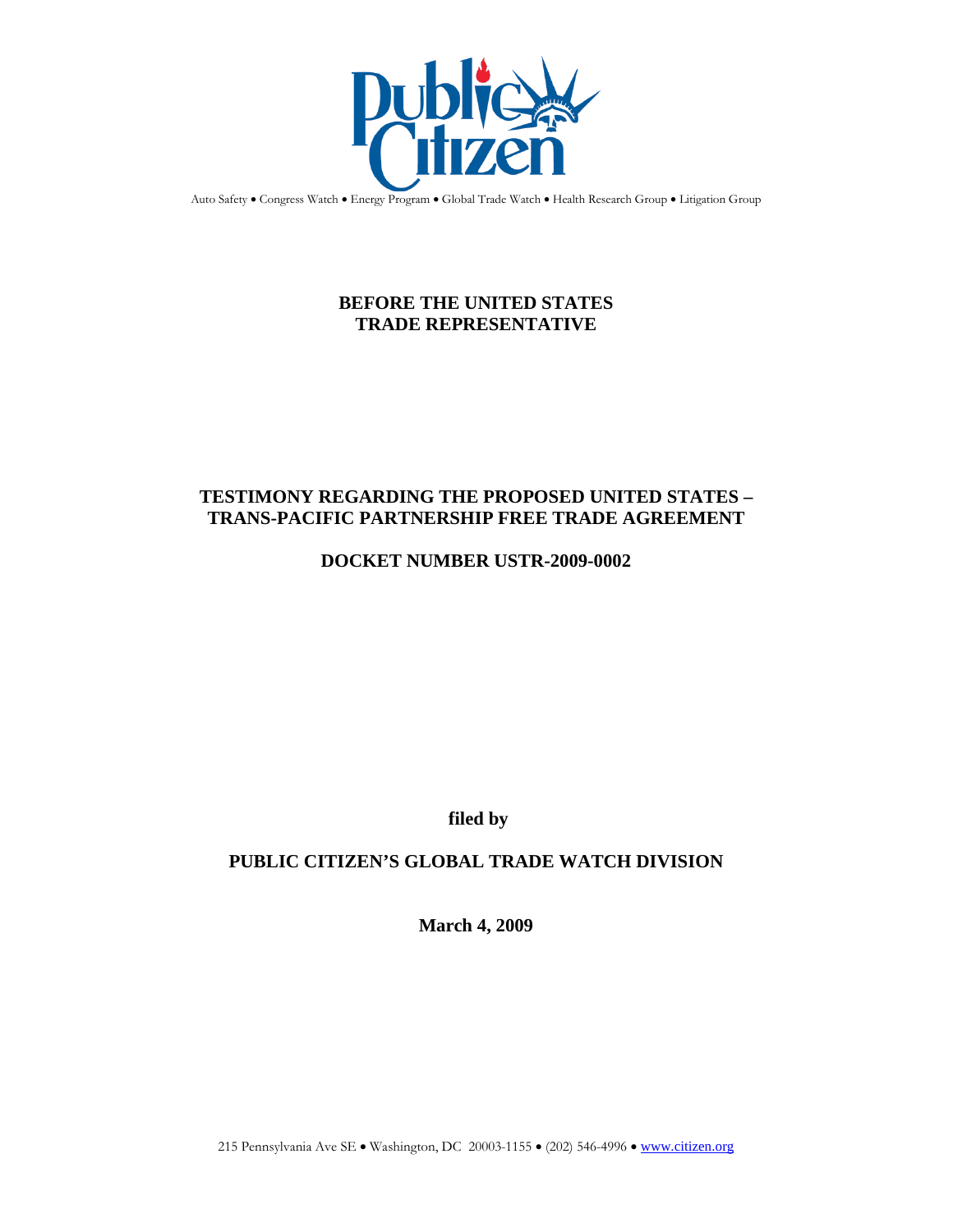Public Citizen

Auto Safety • Congress Watch • Energy Program • Global Trade Watch • Health Research Group • Litigation Group

**BEFORE THE UNITED STATES TRADE REPRESENTATIVE**

**TESTIMONY REGARDING THE PROPOSED UNITED STATES – TRANS-PACIFIC PARTNERSHIP FREE TRADE AGREEMENT**

**DOCKET NUMBER USTR-2009-0002**

**filed by**

**PUBLIC CITIZEN'S GLOBAL TRADE WATCH DIVISION**

**March 4, 2009**

215 Pennsylvania Ave SE • Washington, DC 20003-1155 • (202) 546-4996 • www.citizen.org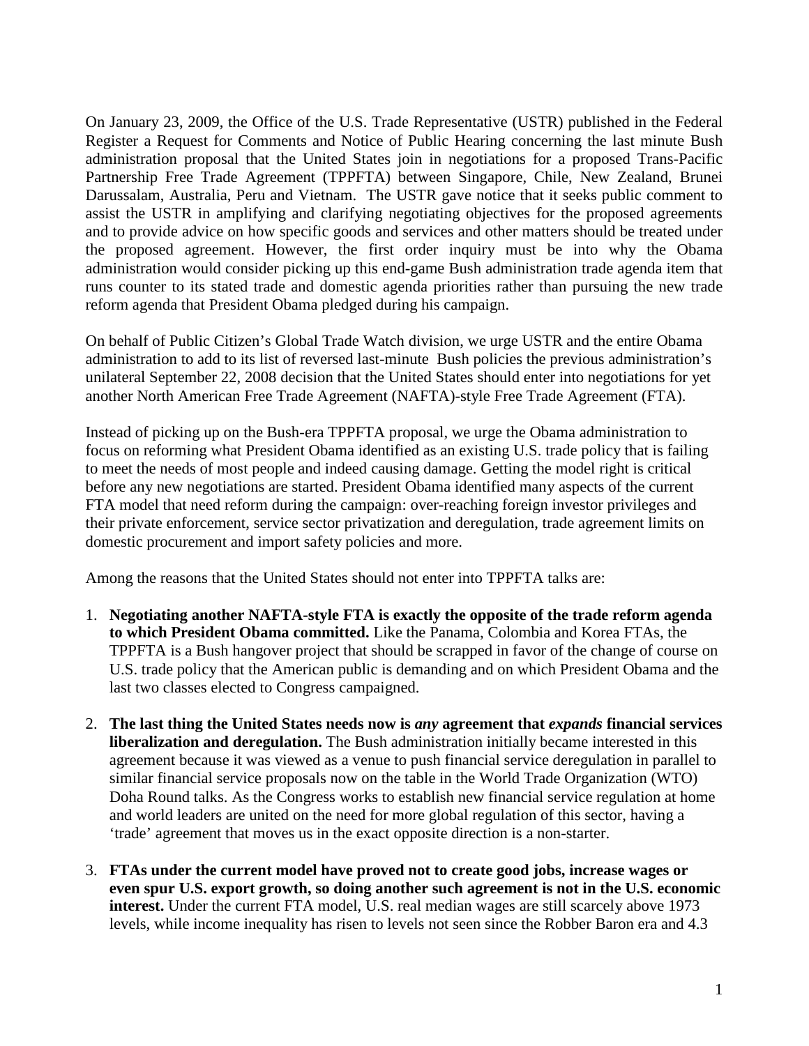On January 23, 2009, the Office of the U.S. Trade Representative (USTR) published in the Federal Register a Request for Comments and Notice of Public Hearing concerning the last minute Bush administration proposal that the United States join in negotiations for a proposed Trans-Pacific Partnership Free Trade Agreement (TPPFTA) between Singapore, Chile, New Zealand, Brunei Darussalam, Australia, Peru and Vietnam. The USTR gave notice that it seeks public comment to assist the USTR in amplifying and clarifying negotiating objectives for the proposed agreements and to provide advice on how specific goods and services and other matters should be treated under the proposed agreement. However, the first order inquiry must be into why the Obama administration would consider picking up this end-game Bush administration trade agenda item that runs counter to its stated trade and domestic agenda priorities rather than pursuing the new trade reform agenda that President Obama pledged during his campaign.

On behalf of Public Citizen's Global Trade Watch division, we urge USTR and the entire Obama administration to add to its list of reversed last-minute Bush policies the previous administration's unilateral September 22, 2008 decision that the United States should enter into negotiations for yet another North American Free Trade Agreement (NAFTA)-style Free Trade Agreement (FTA).

Instead of picking up on the Bush-era TPPFTA proposal, we urge the Obama administration to focus on reforming what President Obama identified as an existing U.S. trade policy that is failing to meet the needs of most people and indeed causing damage. Getting the model right is critical before any new negotiations are started. President Obama identified many aspects of the current FTA model that need reform during the campaign: over-reaching foreign investor privileges and their private enforcement, service sector privatization and deregulation, trade agreement limits on domestic procurement and import safety policies and more.

Among the reasons that the United States should not enter into TPPFTA talks are:

1. **Negotiating another NAFTA-style FTA is exactly the opposite of the trade reform agenda to which President Obama committed.** Like the Panama, Colombia and Korea FTAs, the TPPFTA is a Bush hangover project that should be scrapped in favor of the change of course on U.S. trade policy that the American public is demanding and on which President Obama and the last two classes elected to Congress campaigned.

2. **The last thing the United States needs now is *any* agreement that *expands* financial services liberalization and deregulation.** The Bush administration initially became interested in this agreement because it was viewed as a venue to push financial service deregulation in parallel to similar financial service proposals now on the table in the World Trade Organization (WTO) Doha Round talks. As the Congress works to establish new financial service regulation at home and world leaders are united on the need for more global regulation of this sector, having a 'trade' agreement that moves us in the exact opposite direction is a non-starter.

3. **FTAs under the current model have proved not to create good jobs, increase wages or even spur U.S. export growth, so doing another such agreement is not in the U.S. economic interest.** Under the current FTA model, U.S. real median wages are still scarcely above 1973 levels, while income inequality has risen to levels not seen since the Robber Baron era and 4.3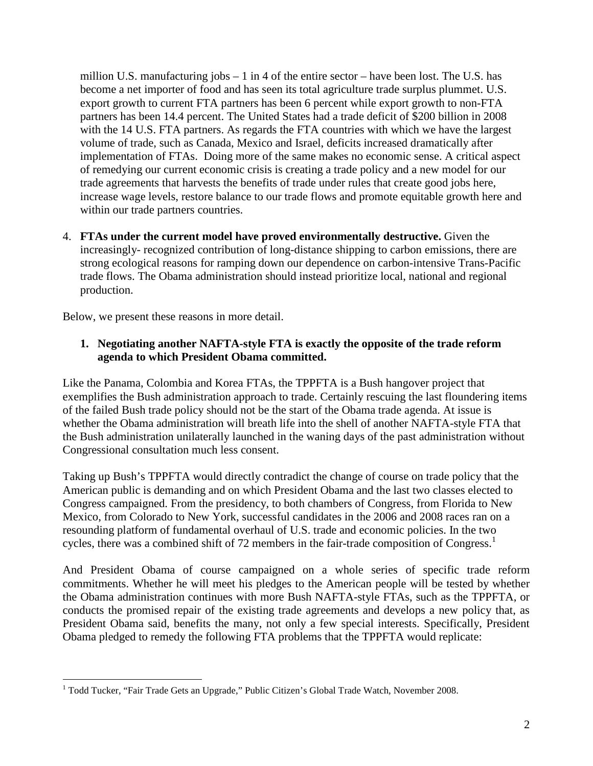million U.S. manufacturing jobs – 1 in 4 of the entire sector – have been lost. The U.S. has become a net importer of food and has seen its total agriculture trade surplus plummet. U.S. export growth to current FTA partners has been 6 percent while export growth to non-FTA partners has been 14.4 percent. The United States had a trade deficit of $200 billion in 2008 with the 14 U.S. FTA partners. As regards the FTA countries with which we have the largest volume of trade, such as Canada, Mexico and Israel, deficits increased dramatically after implementation of FTAs. Doing more of the same makes no economic sense. A critical aspect of remedying our current economic crisis is creating a trade policy and a new model for our trade agreements that harvests the benefits of trade under rules that create good jobs here, increase wage levels, restore balance to our trade flows and promote equitable growth here and within our trade partners countries.

4. **FTAs under the current model have proved environmentally destructive.** Given the increasingly- recognized contribution of long-distance shipping to carbon emissions, there are strong ecological reasons for ramping down our dependence on carbon-intensive Trans-Pacific trade flows. The Obama administration should instead prioritize local, national and regional production.

Below, we present these reasons in more detail.

### 1. Negotiating another NAFTA-style FTA is exactly the opposite of the trade reform agenda to which President Obama committed.

Like the Panama, Colombia and Korea FTAs, the TPPFTA is a Bush hangover project that exemplifies the Bush administration approach to trade. Certainly rescuing the last floundering items of the failed Bush trade policy should not be the start of the Obama trade agenda. At issue is whether the Obama administration will breath life into the shell of another NAFTA-style FTA that the Bush administration unilaterally launched in the waning days of the past administration without Congressional consultation much less consent.

Taking up Bush's TPPFTA would directly contradict the change of course on trade policy that the American public is demanding and on which President Obama and the last two classes elected to Congress campaigned. From the presidency, to both chambers of Congress, from Florida to New Mexico, from Colorado to New York, successful candidates in the 2006 and 2008 races ran on a resounding platform of fundamental overhaul of U.S. trade and economic policies. In the two cycles, there was a combined shift of 72 members in the fair-trade composition of Congress.[1]

And President Obama of course campaigned on a whole series of specific trade reform commitments. Whether he will meet his pledges to the American people will be tested by whether the Obama administration continues with more Bush NAFTA-style FTAs, such as the TPPFTA, or conducts the promised repair of the existing trade agreements and develops a new policy that, as President Obama said, benefits the many, not only a few special interests. Specifically, President Obama pledged to remedy the following FTA problems that the TPPFTA would replicate:

[1] Todd Tucker, "Fair Trade Gets an Upgrade," Public Citizen's Global Trade Watch, November 2008.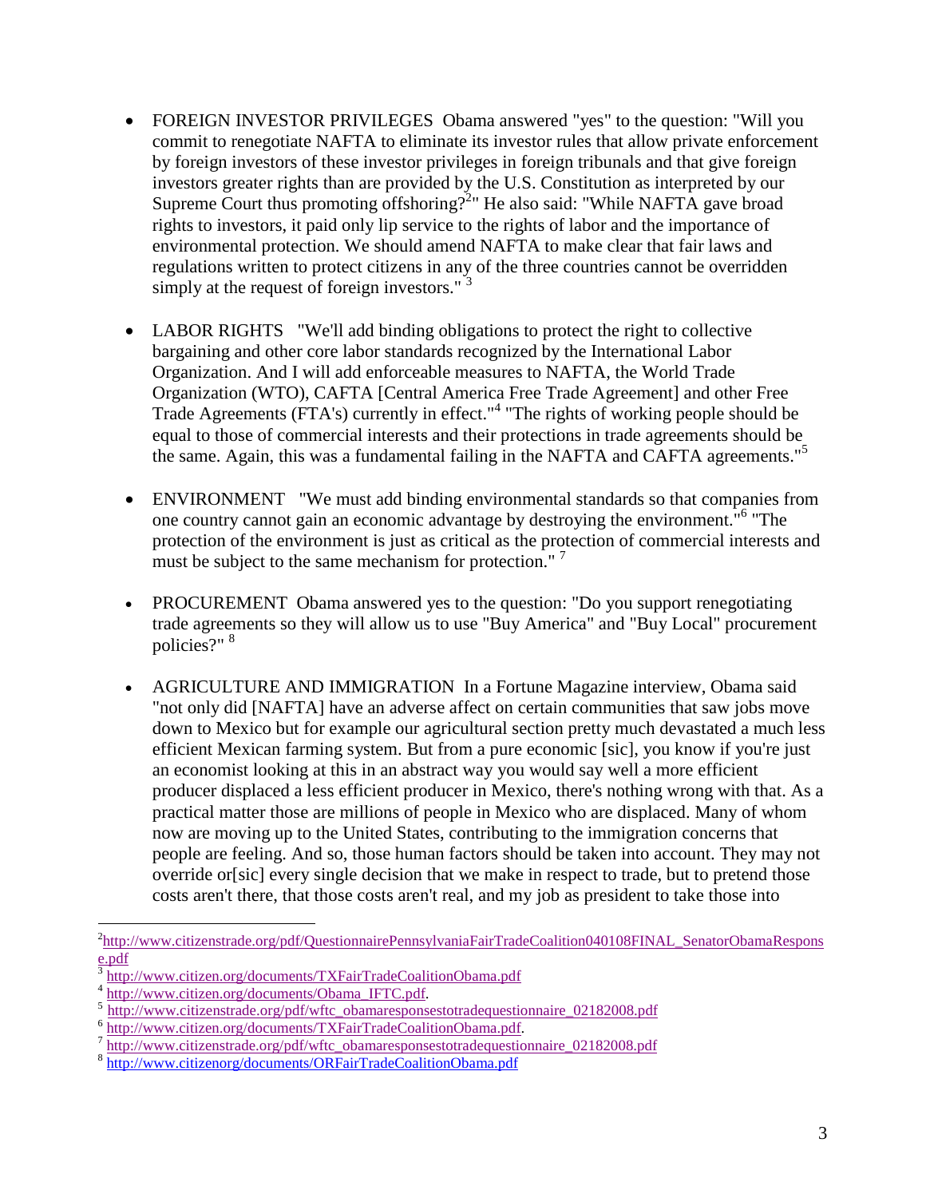- FOREIGN INVESTOR PRIVILEGES Obama answered "yes" to the question: "Will you commit to renegotiate NAFTA to eliminate its investor rules that allow private enforcement by foreign investors of these investor privileges in foreign tribunals and that give foreign investors greater rights than are provided by the U.S. Constitution as interpreted by our Supreme Court thus promoting offshoring?[2]" He also said: "While NAFTA gave broad rights to investors, it paid only lip service to the rights of labor and the importance of environmental protection. We should amend NAFTA to make clear that fair laws and regulations written to protect citizens in any of the three countries cannot be overridden simply at the request of foreign investors." [3]

- LABOR RIGHTS "We'll add binding obligations to protect the right to collective bargaining and other core labor standards recognized by the International Labor Organization. And I will add enforceable measures to NAFTA, the World Trade Organization (WTO), CAFTA [Central America Free Trade Agreement] and other Free Trade Agreements (FTA's) currently in effect."[4] "The rights of working people should be equal to those of commercial interests and their protections in trade agreements should be the same. Again, this was a fundamental failing in the NAFTA and CAFTA agreements."[5]

- ENVIRONMENT "We must add binding environmental standards so that companies from one country cannot gain an economic advantage by destroying the environment."[6] "The protection of the environment is just as critical as the protection of commercial interests and must be subject to the same mechanism for protection." [7]

- PROCUREMENT Obama answered yes to the question: "Do you support renegotiating trade agreements so they will allow us to use "Buy America" and "Buy Local" procurement policies?" [8]

- AGRICULTURE AND IMMIGRATION In a Fortune Magazine interview, Obama said "not only did [NAFTA] have an adverse affect on certain communities that saw jobs move down to Mexico but for example our agricultural section pretty much devastated a much less efficient Mexican farming system. But from a pure economic [sic], you know if you're just an economist looking at this in an abstract way you would say well a more efficient producer displaced a less efficient producer in Mexico, there's nothing wrong with that. As a practical matter those are millions of people in Mexico who are displaced. Many of whom now are moving up to the United States, contributing to the immigration concerns that people are feeling. And so, those human factors should be taken into account. They may not override or[sic] every single decision that we make in respect to trade, but to pretend those costs aren't there, that those costs aren't real, and my job as president to take those into

---

[2] http://www.citizenstrade.org/pdf/QuestionnairePennsylvaniaFairTradeCoalition040108FINAL_SenatorObamaResponse.pdf

[3] http://www.citizen.org/documents/TXFairTradeCoalitionObama.pdf

[4] http://www.citizen.org/documents/Obama_IFTC.pdf.

[5] http://www.citizenstrade.org/pdf/wftc_obamaresponsestotradequestionnaire_02182008.pdf

[6] http://www.citizen.org/documents/TXFairTradeCoalitionObama.pdf.

[7] http://www.citizenstrade.org/pdf/wftc_obamaresponsestotradequestionnaire_02182008.pdf

[8] http://www.citizenorg/documents/ORFairTradeCoalitionObama.pdf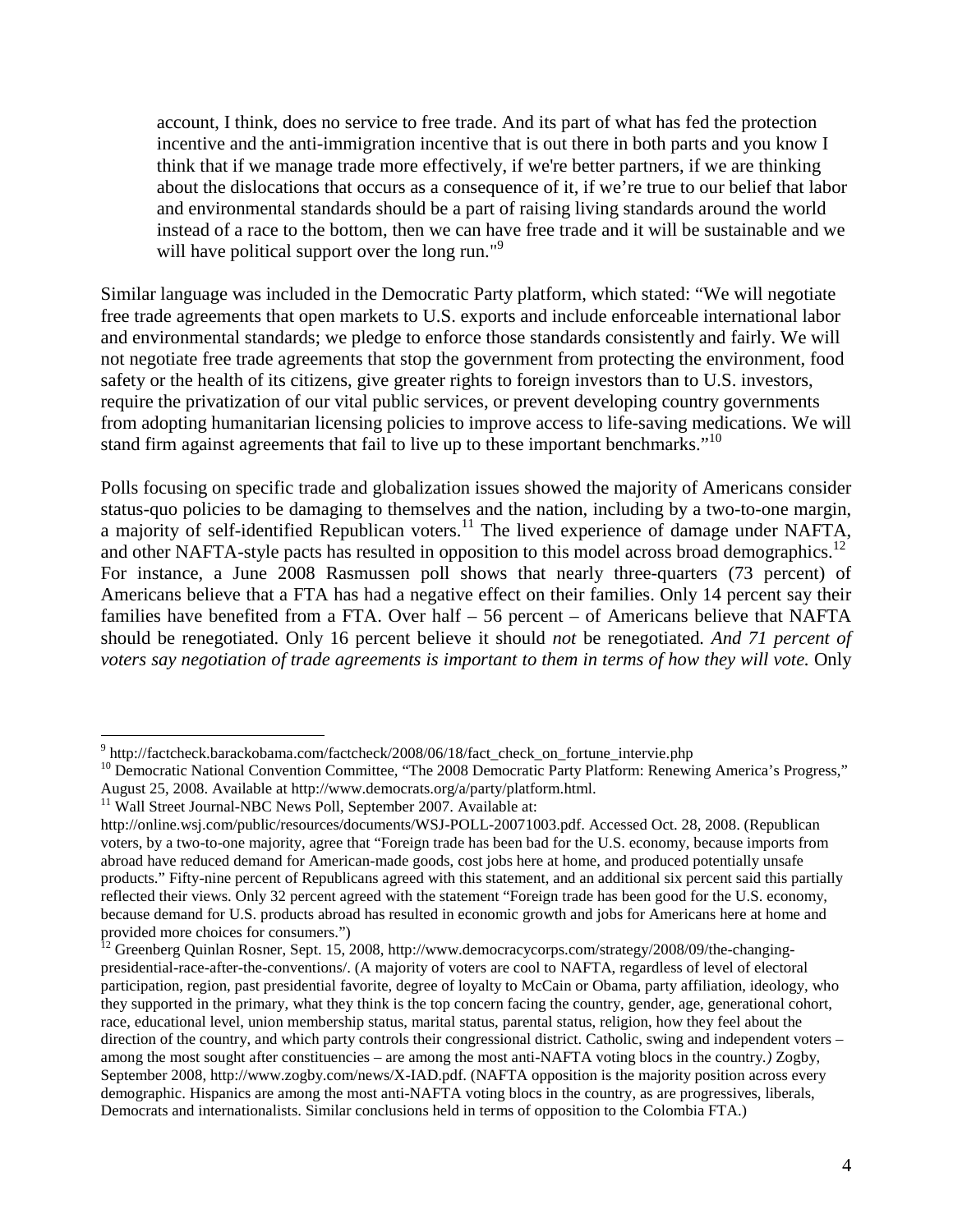> account, I think, does no service to free trade. And its part of what has fed the protection incentive and the anti-immigration incentive that is out there in both parts and you know I think that if we manage trade more effectively, if we're better partners, if we are thinking about the dislocations that occurs as a consequence of it, if we're true to our belief that labor and environmental standards should be a part of raising living standards around the world instead of a race to the bottom, then we can have free trade and it will be sustainable and we will have political support over the long run."[9]

Similar language was included in the Democratic Party platform, which stated: "We will negotiate free trade agreements that open markets to U.S. exports and include enforceable international labor and environmental standards; we pledge to enforce those standards consistently and fairly. We will not negotiate free trade agreements that stop the government from protecting the environment, food safety or the health of its citizens, give greater rights to foreign investors than to U.S. investors, require the privatization of our vital public services, or prevent developing country governments from adopting humanitarian licensing policies to improve access to life-saving medications. We will stand firm against agreements that fail to live up to these important benchmarks."[10]

Polls focusing on specific trade and globalization issues showed the majority of Americans consider status-quo policies to be damaging to themselves and the nation, including by a two-to-one margin, a majority of self-identified Republican voters.[11] The lived experience of damage under NAFTA, and other NAFTA-style pacts has resulted in opposition to this model across broad demographics.[12] For instance, a June 2008 Rasmussen poll shows that nearly three-quarters (73 percent) of Americans believe that a FTA has had a negative effect on their families. Only 14 percent say their families have benefited from a FTA. Over half – 56 percent – of Americans believe that NAFTA should be renegotiated. Only 16 percent believe it should *not* be renegotiated. *And 71 percent of voters say negotiation of trade agreements is important to them in terms of how they will vote.* Only

---

[9] http://factcheck.barackobama.com/factcheck/2008/06/18/fact_check_on_fortune_intervie.php

[10] Democratic National Convention Committee, "The 2008 Democratic Party Platform: Renewing America's Progress," August 25, 2008. Available at http://www.democrats.org/a/party/platform.html.

[11] Wall Street Journal-NBC News Poll, September 2007. Available at: http://online.wsj.com/public/resources/documents/WSJ-POLL-20071003.pdf. Accessed Oct. 28, 2008. (Republican voters, by a two-to-one majority, agree that "Foreign trade has been bad for the U.S. economy, because imports from abroad have reduced demand for American-made goods, cost jobs here at home, and produced potentially unsafe products." Fifty-nine percent of Republicans agreed with this statement, and an additional six percent said this partially reflected their views. Only 32 percent agreed with the statement "Foreign trade has been good for the U.S. economy, because demand for U.S. products abroad has resulted in economic growth and jobs for Americans here at home and provided more choices for consumers.")

[12] Greenberg Quinlan Rosner, Sept. 15, 2008, http://www.democracycorps.com/strategy/2008/09/the-changing-presidential-race-after-the-conventions/. (A majority of voters are cool to NAFTA, regardless of level of electoral participation, region, past presidential favorite, degree of loyalty to McCain or Obama, party affiliation, ideology, who they supported in the primary, what they think is the top concern facing the country, gender, age, generational cohort, race, educational level, union membership status, marital status, parental status, religion, how they feel about the direction of the country, and which party controls their congressional district. Catholic, swing and independent voters – among the most sought after constituencies – are among the most anti-NAFTA voting blocs in the country.*)* Zogby, September 2008, http://www.zogby.com/news/X-IAD.pdf. (NAFTA opposition is the majority position across every demographic. Hispanics are among the most anti-NAFTA voting blocs in the country, as are progressives, liberals, Democrats and internationalists. Similar conclusions held in terms of opposition to the Colombia FTA.)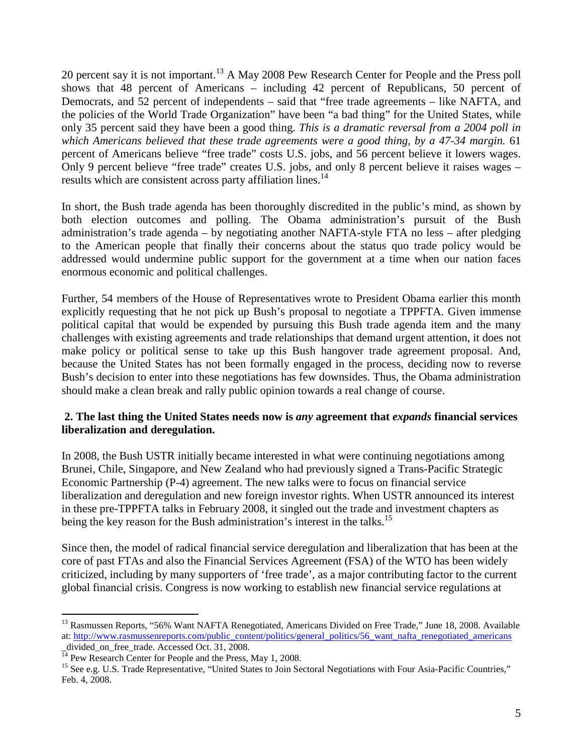20 percent say it is not important.[13] A May 2008 Pew Research Center for People and the Press poll shows that 48 percent of Americans – including 42 percent of Republicans, 50 percent of Democrats, and 52 percent of independents – said that "free trade agreements – like NAFTA, and the policies of the World Trade Organization" have been "a bad thing" for the United States, while only 35 percent said they have been a good thing. *This is a dramatic reversal from a 2004 poll in which Americans believed that these trade agreements were a good thing, by a 47-34 margin.* 61 percent of Americans believe "free trade" costs U.S. jobs, and 56 percent believe it lowers wages. Only 9 percent believe "free trade" creates U.S. jobs, and only 8 percent believe it raises wages – results which are consistent across party affiliation lines.[14]

In short, the Bush trade agenda has been thoroughly discredited in the public's mind, as shown by both election outcomes and polling. The Obama administration's pursuit of the Bush administration's trade agenda – by negotiating another NAFTA-style FTA no less – after pledging to the American people that finally their concerns about the status quo trade policy would be addressed would undermine public support for the government at a time when our nation faces enormous economic and political challenges.

Further, 54 members of the House of Representatives wrote to President Obama earlier this month explicitly requesting that he not pick up Bush's proposal to negotiate a TPPFTA. Given immense political capital that would be expended by pursuing this Bush trade agenda item and the many challenges with existing agreements and trade relationships that demand urgent attention, it does not make policy or political sense to take up this Bush hangover trade agreement proposal. And, because the United States has not been formally engaged in the process, deciding now to reverse Bush's decision to enter into these negotiations has few downsides. Thus, the Obama administration should make a clean break and rally public opinion towards a real change of course.

**2. The last thing the United States needs now is *any* agreement that *expands* financial services liberalization and deregulation.**

In 2008, the Bush USTR initially became interested in what were continuing negotiations among Brunei, Chile, Singapore, and New Zealand who had previously signed a Trans-Pacific Strategic Economic Partnership (P-4) agreement. The new talks were to focus on financial service liberalization and deregulation and new foreign investor rights. When USTR announced its interest in these pre-TPPFTA talks in February 2008, it singled out the trade and investment chapters as being the key reason for the Bush administration's interest in the talks.[15]

Since then, the model of radical financial service deregulation and liberalization that has been at the core of past FTAs and also the Financial Services Agreement (FSA) of the WTO has been widely criticized, including by many supporters of 'free trade', as a major contributing factor to the current global financial crisis. Congress is now working to establish new financial service regulations at

---

[13] Rasmussen Reports, "56% Want NAFTA Renegotiated, Americans Divided on Free Trade," June 18, 2008. Available at: http://www.rasmussenreports.com/public_content/politics/general_politics/56_want_nafta_renegotiated_americans_divided_on_free_trade. Accessed Oct. 31, 2008.

[14] Pew Research Center for People and the Press, May 1, 2008.

[15] See e.g. U.S. Trade Representative, "United States to Join Sectoral Negotiations with Four Asia-Pacific Countries," Feb. 4, 2008.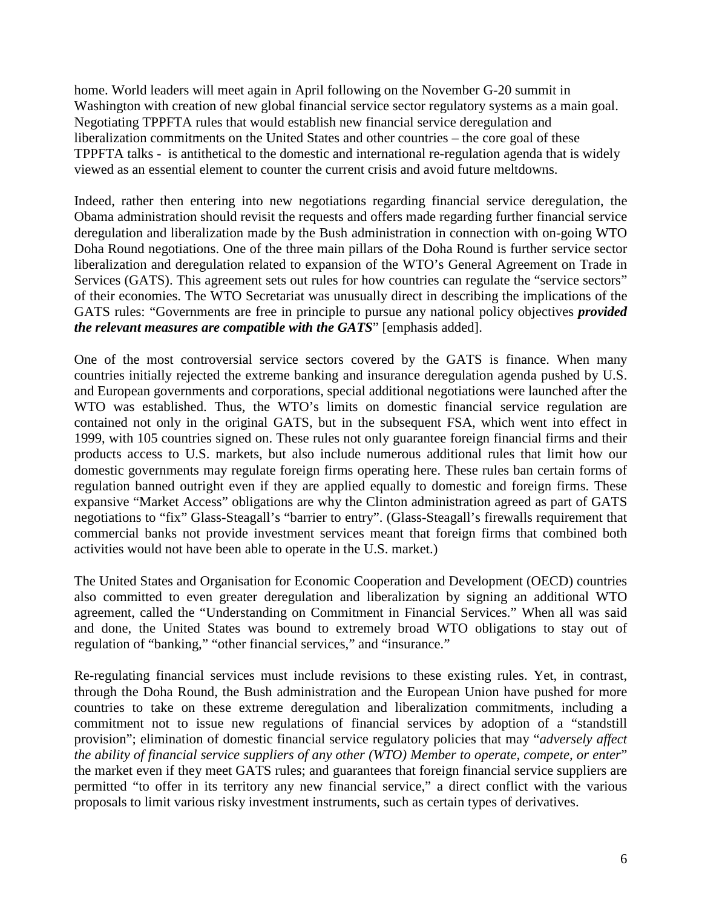home. World leaders will meet again in April following on the November G-20 summit in Washington with creation of new global financial service sector regulatory systems as a main goal. Negotiating TPPFTA rules that would establish new financial service deregulation and liberalization commitments on the United States and other countries – the core goal of these TPPFTA talks - is antithetical to the domestic and international re-regulation agenda that is widely viewed as an essential element to counter the current crisis and avoid future meltdowns.

Indeed, rather then entering into new negotiations regarding financial service deregulation, the Obama administration should revisit the requests and offers made regarding further financial service deregulation and liberalization made by the Bush administration in connection with on-going WTO Doha Round negotiations. One of the three main pillars of the Doha Round is further service sector liberalization and deregulation related to expansion of the WTO's General Agreement on Trade in Services (GATS). This agreement sets out rules for how countries can regulate the "service sectors" of their economies. The WTO Secretariat was unusually direct in describing the implications of the GATS rules: "Governments are free in principle to pursue any national policy objectives ***provided the relevant measures are compatible with the GATS***" [emphasis added].

One of the most controversial service sectors covered by the GATS is finance. When many countries initially rejected the extreme banking and insurance deregulation agenda pushed by U.S. and European governments and corporations, special additional negotiations were launched after the WTO was established. Thus, the WTO's limits on domestic financial service regulation are contained not only in the original GATS, but in the subsequent FSA, which went into effect in 1999, with 105 countries signed on. These rules not only guarantee foreign financial firms and their products access to U.S. markets, but also include numerous additional rules that limit how our domestic governments may regulate foreign firms operating here. These rules ban certain forms of regulation banned outright even if they are applied equally to domestic and foreign firms. These expansive "Market Access" obligations are why the Clinton administration agreed as part of GATS negotiations to "fix" Glass-Steagall's "barrier to entry". (Glass-Steagall's firewalls requirement that commercial banks not provide investment services meant that foreign firms that combined both activities would not have been able to operate in the U.S. market.)

The United States and Organisation for Economic Cooperation and Development (OECD) countries also committed to even greater deregulation and liberalization by signing an additional WTO agreement, called the "Understanding on Commitment in Financial Services." When all was said and done, the United States was bound to extremely broad WTO obligations to stay out of regulation of "banking," "other financial services," and "insurance."

Re-regulating financial services must include revisions to these existing rules. Yet, in contrast, through the Doha Round, the Bush administration and the European Union have pushed for more countries to take on these extreme deregulation and liberalization commitments, including a commitment not to issue new regulations of financial services by adoption of a "standstill provision"; elimination of domestic financial service regulatory policies that may "*adversely affect the ability of financial service suppliers of any other (WTO) Member to operate, compete, or enter*" the market even if they meet GATS rules; and guarantees that foreign financial service suppliers are permitted "to offer in its territory any new financial service," a direct conflict with the various proposals to limit various risky investment instruments, such as certain types of derivatives.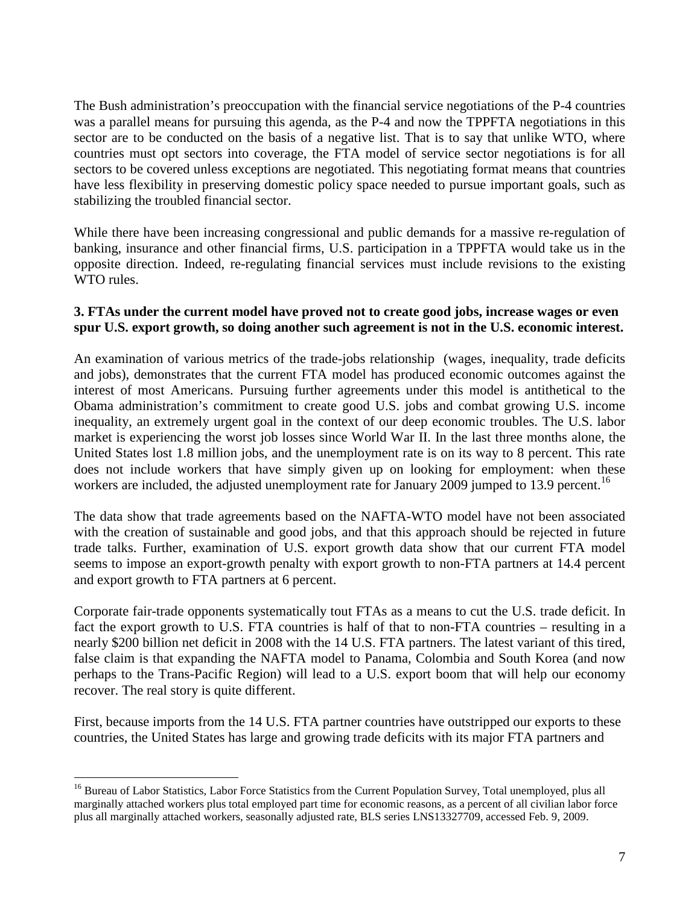The Bush administration's preoccupation with the financial service negotiations of the P-4 countries was a parallel means for pursuing this agenda, as the P-4 and now the TPPFTA negotiations in this sector are to be conducted on the basis of a negative list. That is to say that unlike WTO, where countries must opt sectors into coverage, the FTA model of service sector negotiations is for all sectors to be covered unless exceptions are negotiated. This negotiating format means that countries have less flexibility in preserving domestic policy space needed to pursue important goals, such as stabilizing the troubled financial sector.

While there have been increasing congressional and public demands for a massive re-regulation of banking, insurance and other financial firms, U.S. participation in a TPPFTA would take us in the opposite direction. Indeed, re-regulating financial services must include revisions to the existing WTO rules.

**3. FTAs under the current model have proved not to create good jobs, increase wages or even spur U.S. export growth, so doing another such agreement is not in the U.S. economic interest.**

An examination of various metrics of the trade-jobs relationship (wages, inequality, trade deficits and jobs), demonstrates that the current FTA model has produced economic outcomes against the interest of most Americans. Pursuing further agreements under this model is antithetical to the Obama administration's commitment to create good U.S. jobs and combat growing U.S. income inequality, an extremely urgent goal in the context of our deep economic troubles. The U.S. labor market is experiencing the worst job losses since World War II. In the last three months alone, the United States lost 1.8 million jobs, and the unemployment rate is on its way to 8 percent. This rate does not include workers that have simply given up on looking for employment: when these workers are included, the adjusted unemployment rate for January 2009 jumped to 13.9 percent.[16]

The data show that trade agreements based on the NAFTA-WTO model have not been associated with the creation of sustainable and good jobs, and that this approach should be rejected in future trade talks. Further, examination of U.S. export growth data show that our current FTA model seems to impose an export-growth penalty with export growth to non-FTA partners at 14.4 percent and export growth to FTA partners at 6 percent.

Corporate fair-trade opponents systematically tout FTAs as a means to cut the U.S. trade deficit. In fact the export growth to U.S. FTA countries is half of that to non-FTA countries – resulting in a nearly $200 billion net deficit in 2008 with the 14 U.S. FTA partners. The latest variant of this tired, false claim is that expanding the NAFTA model to Panama, Colombia and South Korea (and now perhaps to the Trans-Pacific Region) will lead to a U.S. export boom that will help our economy recover. The real story is quite different.

First, because imports from the 14 U.S. FTA partner countries have outstripped our exports to these countries, the United States has large and growing trade deficits with its major FTA partners and

[16] Bureau of Labor Statistics, Labor Force Statistics from the Current Population Survey, Total unemployed, plus all marginally attached workers plus total employed part time for economic reasons, as a percent of all civilian labor force plus all marginally attached workers, seasonally adjusted rate, BLS series LNS13327709, accessed Feb. 9, 2009.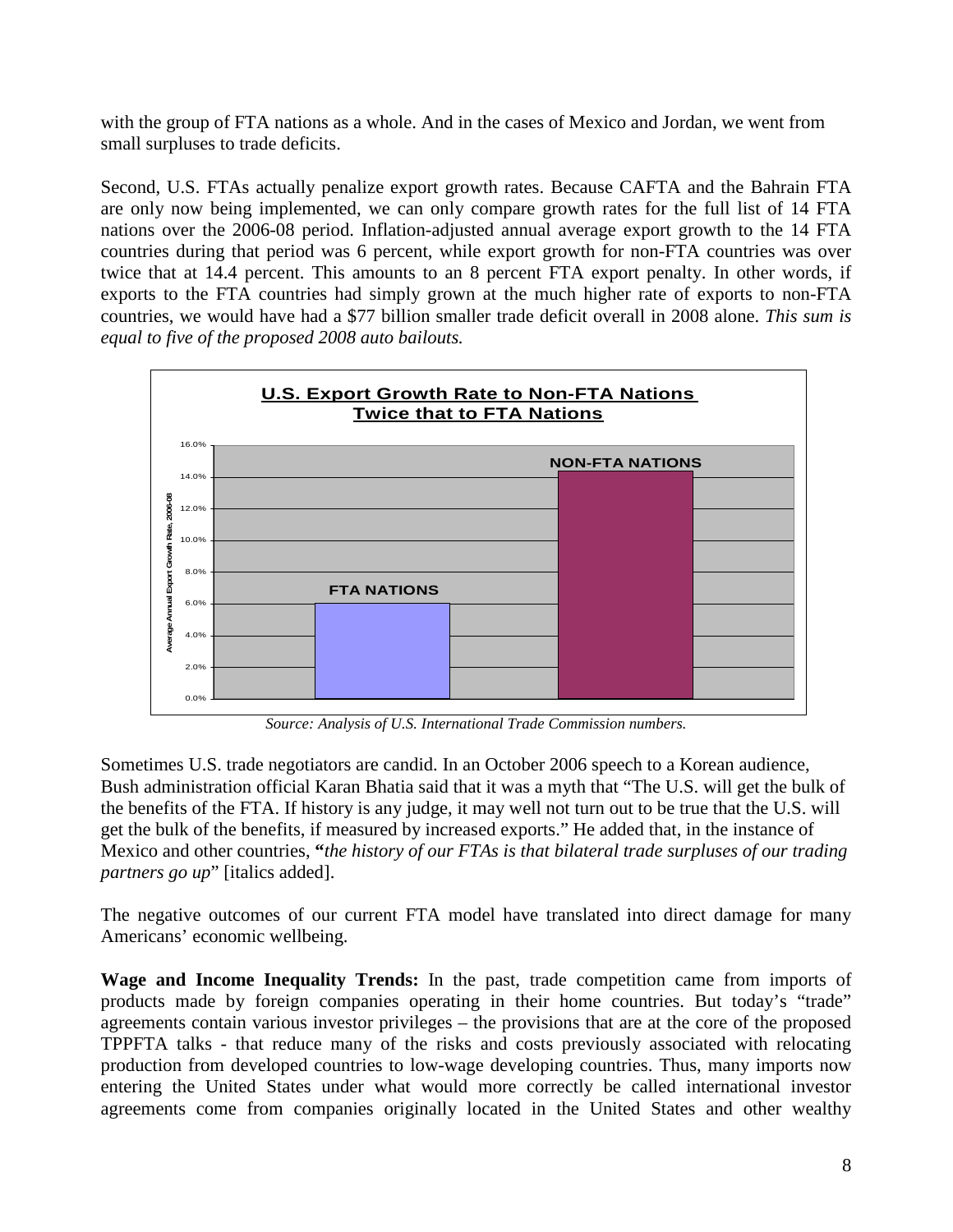with the group of FTA nations as a whole. And in the cases of Mexico and Jordan, we went from small surpluses to trade deficits.

Second, U.S. FTAs actually penalize export growth rates. Because CAFTA and the Bahrain FTA are only now being implemented, we can only compare growth rates for the full list of 14 FTA nations over the 2006-08 period. Inflation-adjusted annual average export growth to the 14 FTA countries during that period was 6 percent, while export growth for non-FTA countries was over twice that at 14.4 percent. This amounts to an 8 percent FTA export penalty. In other words, if exports to the FTA countries had simply grown at the much higher rate of exports to non-FTA countries, we would have had a \$77 billion smaller trade deficit overall in 2008 alone. *This sum is equal to five of the proposed 2008 auto bailouts.*

**U.S. Export Growth Rate to Non-FTA Nations Twice that to FTA Nations**

| | Average Annual Export Growth Rate, 2006-08 |
| --- | --- |
| FTA NATIONS | 6.0% |
| NON-FTA NATIONS | 14.4% |

*Source: Analysis of U.S. International Trade Commission numbers.*

Sometimes U.S. trade negotiators are candid. In an October 2006 speech to a Korean audience, Bush administration official Karan Bhatia said that it was a myth that "The U.S. will get the bulk of the benefits of the FTA. If history is any judge, it may well not turn out to be true that the U.S. will get the bulk of the benefits, if measured by increased exports." He added that, in the instance of Mexico and other countries, "*the history of our FTAs is that bilateral trade surpluses of our trading partners go up*" [italics added].

The negative outcomes of our current FTA model have translated into direct damage for many Americans' economic wellbeing.

**Wage and Income Inequality Trends:** In the past, trade competition came from imports of products made by foreign companies operating in their home countries. But today's "trade" agreements contain various investor privileges – the provisions that are at the core of the proposed TPPFTA talks - that reduce many of the risks and costs previously associated with relocating production from developed countries to low-wage developing countries. Thus, many imports now entering the United States under what would more correctly be called international investor agreements come from companies originally located in the United States and other wealthy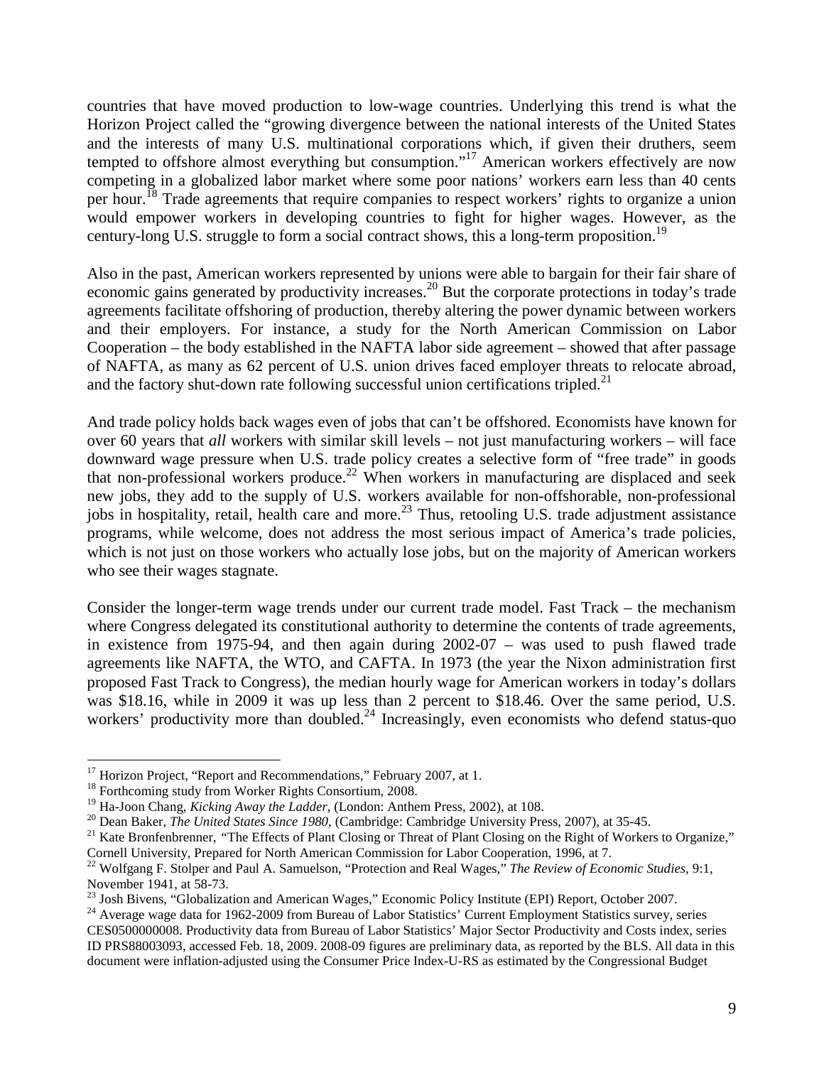countries that have moved production to low-wage countries. Underlying this trend is what the Horizon Project called the "growing divergence between the national interests of the United States and the interests of many U.S. multinational corporations which, if given their druthers, seem tempted to offshore almost everything but consumption."[17] American workers effectively are now competing in a globalized labor market where some poor nations' workers earn less than 40 cents per hour.[18] Trade agreements that require companies to respect workers' rights to organize a union would empower workers in developing countries to fight for higher wages. However, as the century-long U.S. struggle to form a social contract shows, this a long-term proposition.[19]

Also in the past, American workers represented by unions were able to bargain for their fair share of economic gains generated by productivity increases.[20] But the corporate protections in today's trade agreements facilitate offshoring of production, thereby altering the power dynamic between workers and their employers. For instance, a study for the North American Commission on Labor Cooperation – the body established in the NAFTA labor side agreement – showed that after passage of NAFTA, as many as 62 percent of U.S. union drives faced employer threats to relocate abroad, and the factory shut-down rate following successful union certifications tripled.[21]

And trade policy holds back wages even of jobs that can't be offshored. Economists have known for over 60 years that *all* workers with similar skill levels – not just manufacturing workers – will face downward wage pressure when U.S. trade policy creates a selective form of "free trade" in goods that non-professional workers produce.[22] When workers in manufacturing are displaced and seek new jobs, they add to the supply of U.S. workers available for non-offshorable, non-professional jobs in hospitality, retail, health care and more.[23] Thus, retooling U.S. trade adjustment assistance programs, while welcome, does not address the most serious impact of America's trade policies, which is not just on those workers who actually lose jobs, but on the majority of American workers who see their wages stagnate.

Consider the longer-term wage trends under our current trade model. Fast Track – the mechanism where Congress delegated its constitutional authority to determine the contents of trade agreements, in existence from 1975-94, and then again during 2002-07 – was used to push flawed trade agreements like NAFTA, the WTO, and CAFTA. In 1973 (the year the Nixon administration first proposed Fast Track to Congress), the median hourly wage for American workers in today's dollars was \$18.16, while in 2009 it was up less than 2 percent to \$18.46. Over the same period, U.S. workers' productivity more than doubled.[24] Increasingly, even economists who defend status-quo

---

[17] Horizon Project, "Report and Recommendations," February 2007, at 1.

[18] Forthcoming study from Worker Rights Consortium, 2008.

[19] Ha-Joon Chang, *Kicking Away the Ladder*, (London: Anthem Press, 2002), at 108.

[20] Dean Baker, *The United States Since 1980*, (Cambridge: Cambridge University Press, 2007), at 35-45.

[21] Kate Bronfenbrenner, "The Effects of Plant Closing or Threat of Plant Closing on the Right of Workers to Organize," Cornell University, Prepared for North American Commission for Labor Cooperation, 1996, at 7.

[22] Wolfgang F. Stolper and Paul A. Samuelson, "Protection and Real Wages," *The Review of Economic Studies*, 9:1, November 1941, at 58-73.

[23] Josh Bivens, "Globalization and American Wages," Economic Policy Institute (EPI) Report, October 2007.

[24] Average wage data for 1962-2009 from Bureau of Labor Statistics' Current Employment Statistics survey, series CES0500000008. Productivity data from Bureau of Labor Statistics' Major Sector Productivity and Costs index, series ID PRS88003093, accessed Feb. 18, 2009. 2008-09 figures are preliminary data, as reported by the BLS. All data in this document were inflation-adjusted using the Consumer Price Index-U-RS as estimated by the Congressional Budget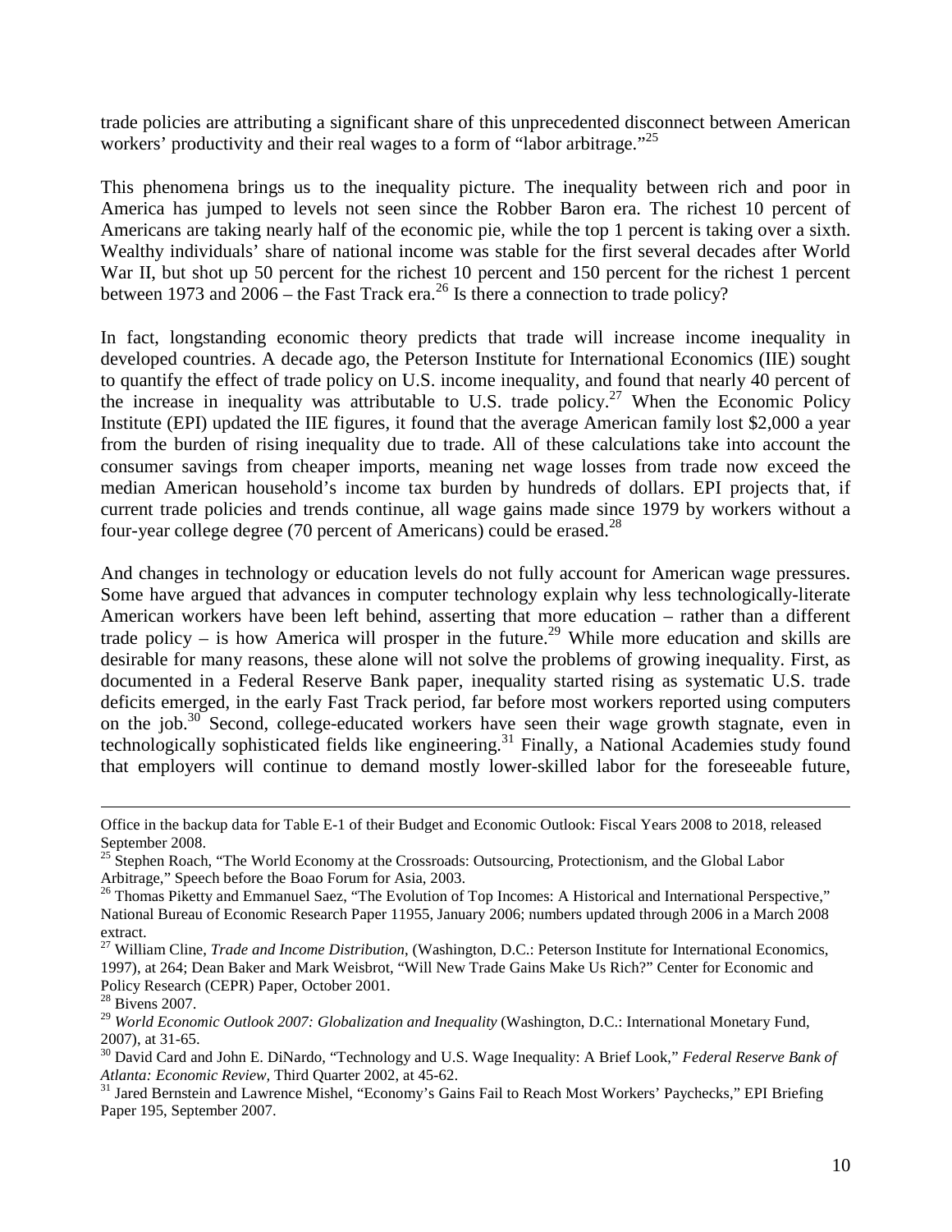trade policies are attributing a significant share of this unprecedented disconnect between American workers' productivity and their real wages to a form of "labor arbitrage."[25]

This phenomena brings us to the inequality picture. The inequality between rich and poor in America has jumped to levels not seen since the Robber Baron era. The richest 10 percent of Americans are taking nearly half of the economic pie, while the top 1 percent is taking over a sixth. Wealthy individuals' share of national income was stable for the first several decades after World War II, but shot up 50 percent for the richest 10 percent and 150 percent for the richest 1 percent between 1973 and 2006 – the Fast Track era.[26] Is there a connection to trade policy?

In fact, longstanding economic theory predicts that trade will increase income inequality in developed countries. A decade ago, the Peterson Institute for International Economics (IIE) sought to quantify the effect of trade policy on U.S. income inequality, and found that nearly 40 percent of the increase in inequality was attributable to U.S. trade policy.[27] When the Economic Policy Institute (EPI) updated the IIE figures, it found that the average American family lost $2,000 a year from the burden of rising inequality due to trade. All of these calculations take into account the consumer savings from cheaper imports, meaning net wage losses from trade now exceed the median American household's income tax burden by hundreds of dollars. EPI projects that, if current trade policies and trends continue, all wage gains made since 1979 by workers without a four-year college degree (70 percent of Americans) could be erased.[28]

And changes in technology or education levels do not fully account for American wage pressures. Some have argued that advances in computer technology explain why less technologically-literate American workers have been left behind, asserting that more education – rather than a different trade policy – is how America will prosper in the future.[29] While more education and skills are desirable for many reasons, these alone will not solve the problems of growing inequality. First, as documented in a Federal Reserve Bank paper, inequality started rising as systematic U.S. trade deficits emerged, in the early Fast Track period, far before most workers reported using computers on the job.[30] Second, college-educated workers have seen their wage growth stagnate, even in technologically sophisticated fields like engineering.[31] Finally, a National Academies study found that employers will continue to demand mostly lower-skilled labor for the foreseeable future,

---

Office in the backup data for Table E-1 of their Budget and Economic Outlook: Fiscal Years 2008 to 2018, released September 2008.

[25] Stephen Roach, "The World Economy at the Crossroads: Outsourcing, Protectionism, and the Global Labor Arbitrage," Speech before the Boao Forum for Asia, 2003.

[26] Thomas Piketty and Emmanuel Saez, "The Evolution of Top Incomes: A Historical and International Perspective," National Bureau of Economic Research Paper 11955, January 2006; numbers updated through 2006 in a March 2008 extract.

[27] William Cline, *Trade and Income Distribution*, (Washington, D.C.: Peterson Institute for International Economics, 1997), at 264; Dean Baker and Mark Weisbrot, "Will New Trade Gains Make Us Rich?" Center for Economic and Policy Research (CEPR) Paper, October 2001.

[28] Bivens 2007.

[29] *World Economic Outlook 2007: Globalization and Inequality* (Washington, D.C.: International Monetary Fund, 2007), at 31-65.

[30] David Card and John E. DiNardo, "Technology and U.S. Wage Inequality: A Brief Look," *Federal Reserve Bank of Atlanta: Economic Review*, Third Quarter 2002, at 45-62.

[31] Jared Bernstein and Lawrence Mishel, "Economy's Gains Fail to Reach Most Workers' Paychecks," EPI Briefing Paper 195, September 2007.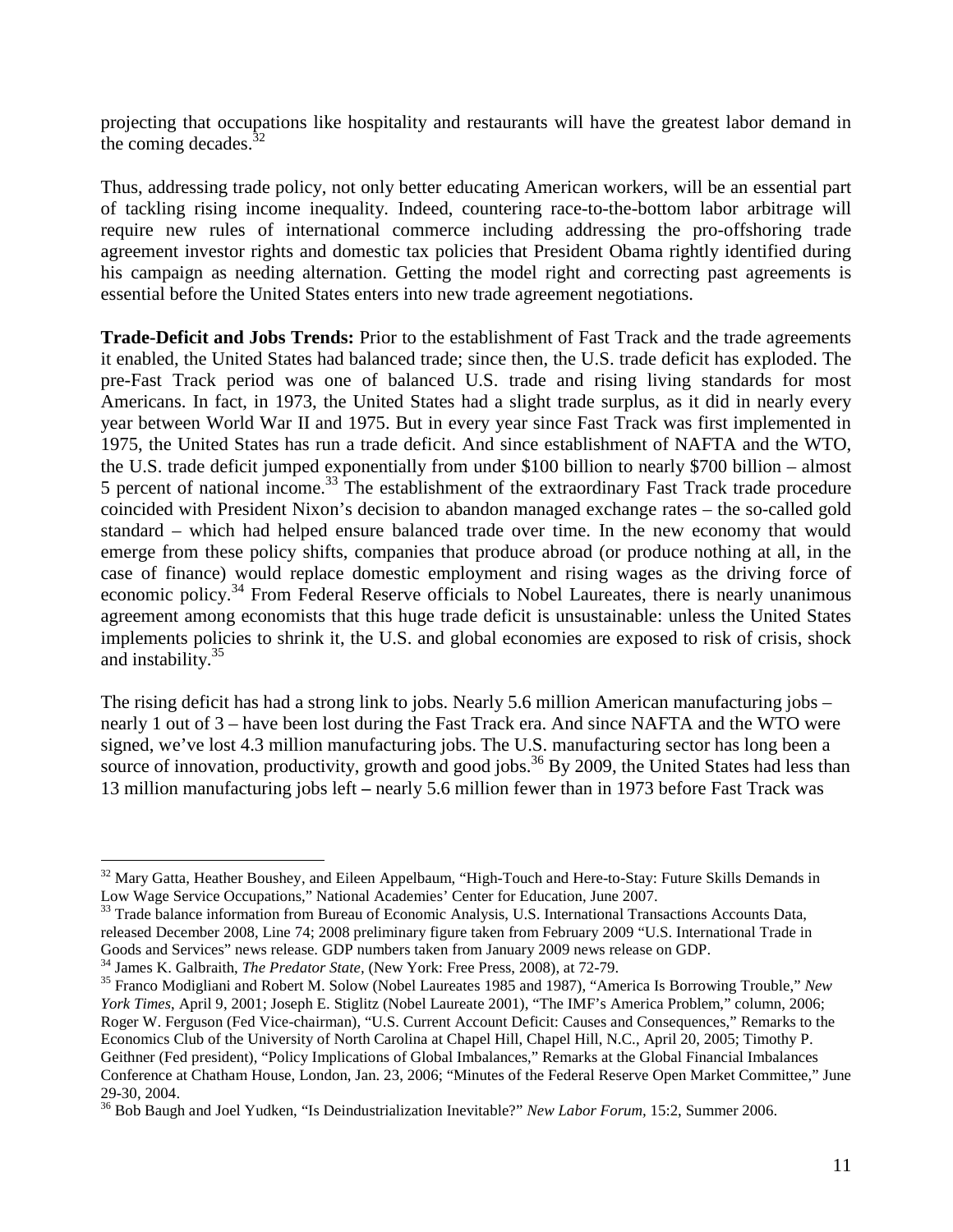projecting that occupations like hospitality and restaurants will have the greatest labor demand in the coming decades.[32]

Thus, addressing trade policy, not only better educating American workers, will be an essential part of tackling rising income inequality. Indeed, countering race-to-the-bottom labor arbitrage will require new rules of international commerce including addressing the pro-offshoring trade agreement investor rights and domestic tax policies that President Obama rightly identified during his campaign as needing alternation. Getting the model right and correcting past agreements is essential before the United States enters into new trade agreement negotiations.

**Trade-Deficit and Jobs Trends:** Prior to the establishment of Fast Track and the trade agreements it enabled, the United States had balanced trade; since then, the U.S. trade deficit has exploded. The pre-Fast Track period was one of balanced U.S. trade and rising living standards for most Americans. In fact, in 1973, the United States had a slight trade surplus, as it did in nearly every year between World War II and 1975. But in every year since Fast Track was first implemented in 1975, the United States has run a trade deficit. And since establishment of NAFTA and the WTO, the U.S. trade deficit jumped exponentially from under $100 billion to nearly $700 billion – almost 5 percent of national income.[33] The establishment of the extraordinary Fast Track trade procedure coincided with President Nixon's decision to abandon managed exchange rates – the so-called gold standard – which had helped ensure balanced trade over time. In the new economy that would emerge from these policy shifts, companies that produce abroad (or produce nothing at all, in the case of finance) would replace domestic employment and rising wages as the driving force of economic policy.[34] From Federal Reserve officials to Nobel Laureates, there is nearly unanimous agreement among economists that this huge trade deficit is unsustainable: unless the United States implements policies to shrink it, the U.S. and global economies are exposed to risk of crisis, shock and instability.[35]

The rising deficit has had a strong link to jobs. Nearly 5.6 million American manufacturing jobs – nearly 1 out of 3 – have been lost during the Fast Track era. And since NAFTA and the WTO were signed, we've lost 4.3 million manufacturing jobs. The U.S. manufacturing sector has long been a source of innovation, productivity, growth and good jobs.[36] By 2009, the United States had less than 13 million manufacturing jobs left – nearly 5.6 million fewer than in 1973 before Fast Track was

---

[32] Mary Gatta, Heather Boushey, and Eileen Appelbaum, "High-Touch and Here-to-Stay: Future Skills Demands in Low Wage Service Occupations," National Academies' Center for Education, June 2007.

[33] Trade balance information from Bureau of Economic Analysis, U.S. International Transactions Accounts Data, released December 2008, Line 74; 2008 preliminary figure taken from February 2009 "U.S. International Trade in Goods and Services" news release. GDP numbers taken from January 2009 news release on GDP.

[34] James K. Galbraith, *The Predator State*, (New York: Free Press, 2008), at 72-79.

[35] Franco Modigliani and Robert M. Solow (Nobel Laureates 1985 and 1987), "America Is Borrowing Trouble," *New York Times*, April 9, 2001; Joseph E. Stiglitz (Nobel Laureate 2001), "The IMF's America Problem," column, 2006; Roger W. Ferguson (Fed Vice-chairman), "U.S. Current Account Deficit: Causes and Consequences," Remarks to the Economics Club of the University of North Carolina at Chapel Hill, Chapel Hill, N.C., April 20, 2005; Timothy P. Geithner (Fed president), "Policy Implications of Global Imbalances," Remarks at the Global Financial Imbalances Conference at Chatham House, London, Jan. 23, 2006; "Minutes of the Federal Reserve Open Market Committee," June 29-30, 2004.

[36] Bob Baugh and Joel Yudken, "Is Deindustrialization Inevitable?" *New Labor Forum*, 15:2, Summer 2006.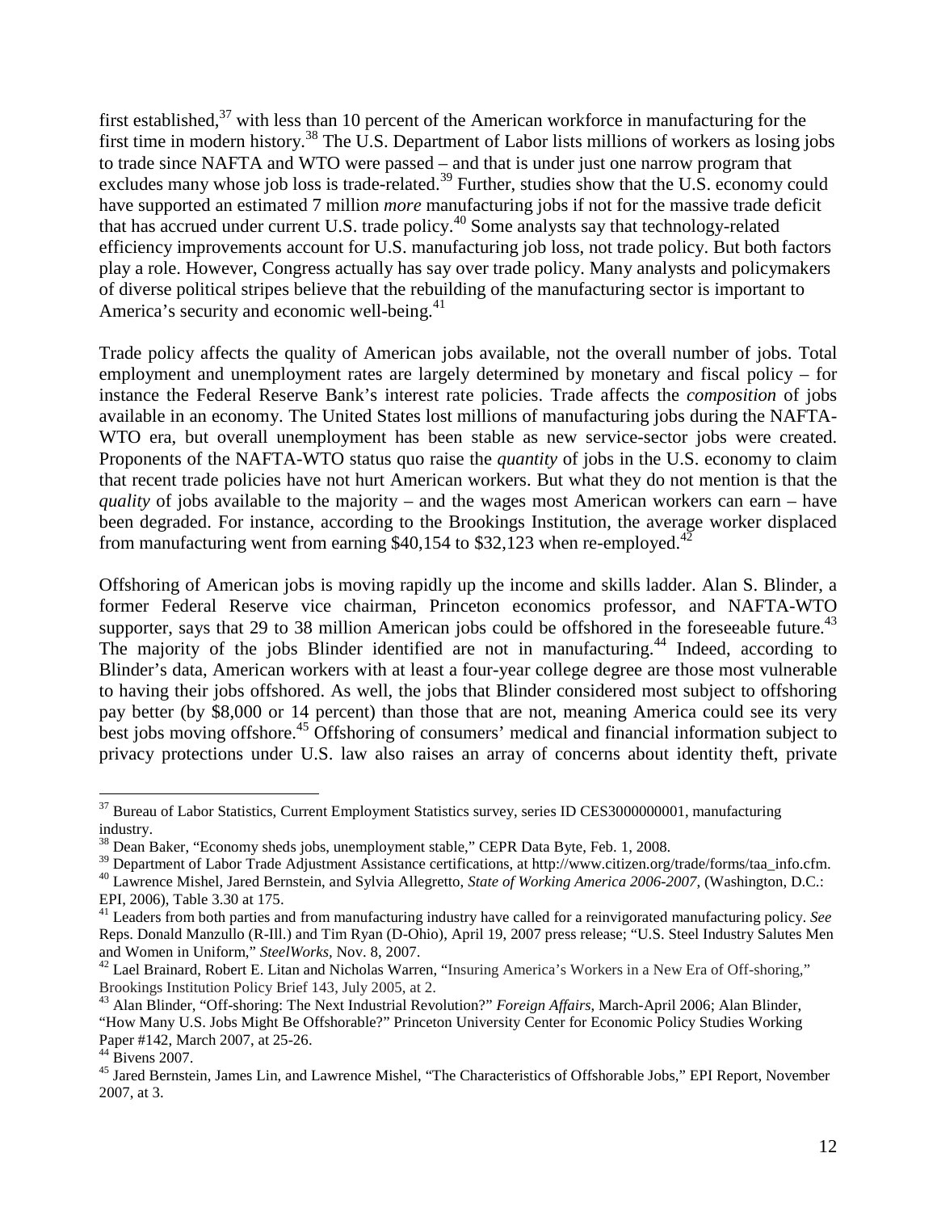first established,[37] with less than 10 percent of the American workforce in manufacturing for the first time in modern history.[38] The U.S. Department of Labor lists millions of workers as losing jobs to trade since NAFTA and WTO were passed – and that is under just one narrow program that excludes many whose job loss is trade-related.[39] Further, studies show that the U.S. economy could have supported an estimated 7 million *more* manufacturing jobs if not for the massive trade deficit that has accrued under current U.S. trade policy.[40] Some analysts say that technology-related efficiency improvements account for U.S. manufacturing job loss, not trade policy. But both factors play a role. However, Congress actually has say over trade policy. Many analysts and policymakers of diverse political stripes believe that the rebuilding of the manufacturing sector is important to America's security and economic well-being.[41]

Trade policy affects the quality of American jobs available, not the overall number of jobs. Total employment and unemployment rates are largely determined by monetary and fiscal policy – for instance the Federal Reserve Bank's interest rate policies. Trade affects the *composition* of jobs available in an economy. The United States lost millions of manufacturing jobs during the NAFTA-WTO era, but overall unemployment has been stable as new service-sector jobs were created. Proponents of the NAFTA-WTO status quo raise the *quantity* of jobs in the U.S. economy to claim that recent trade policies have not hurt American workers. But what they do not mention is that the *quality* of jobs available to the majority – and the wages most American workers can earn – have been degraded. For instance, according to the Brookings Institution, the average worker displaced from manufacturing went from earning \$40,154 to \$32,123 when re-employed.[42]

Offshoring of American jobs is moving rapidly up the income and skills ladder. Alan S. Blinder, a former Federal Reserve vice chairman, Princeton economics professor, and NAFTA-WTO supporter, says that 29 to 38 million American jobs could be offshored in the foreseeable future.[43] The majority of the jobs Blinder identified are not in manufacturing.[44] Indeed, according to Blinder's data, American workers with at least a four-year college degree are those most vulnerable to having their jobs offshored. As well, the jobs that Blinder considered most subject to offshoring pay better (by \$8,000 or 14 percent) than those that are not, meaning America could see its very best jobs moving offshore.[45] Offshoring of consumers' medical and financial information subject to privacy protections under U.S. law also raises an array of concerns about identity theft, private

---

[37] Bureau of Labor Statistics, Current Employment Statistics survey, series ID CES3000000001, manufacturing industry.

[38] Dean Baker, "Economy sheds jobs, unemployment stable," CEPR Data Byte, Feb. 1, 2008.

[39] Department of Labor Trade Adjustment Assistance certifications, at http://www.citizen.org/trade/forms/taa_info.cfm.

[40] Lawrence Mishel, Jared Bernstein, and Sylvia Allegretto, *State of Working America 2006-2007*, (Washington, D.C.: EPI, 2006), Table 3.30 at 175.

[41] Leaders from both parties and from manufacturing industry have called for a reinvigorated manufacturing policy. *See* Reps. Donald Manzullo (R-Ill.) and Tim Ryan (D-Ohio), April 19, 2007 press release; "U.S. Steel Industry Salutes Men and Women in Uniform," *SteelWorks*, Nov. 8, 2007.

[42] Lael Brainard, Robert E. Litan and Nicholas Warren, "Insuring America's Workers in a New Era of Off-shoring," Brookings Institution Policy Brief 143, July 2005, at 2.

[43] Alan Blinder, "Off-shoring: The Next Industrial Revolution?" *Foreign Affairs*, March-April 2006; Alan Blinder, "How Many U.S. Jobs Might Be Offshorable?" Princeton University Center for Economic Policy Studies Working Paper #142, March 2007, at 25-26.

[44] Bivens 2007.

[45] Jared Bernstein, James Lin, and Lawrence Mishel, "The Characteristics of Offshorable Jobs," EPI Report, November 2007, at 3.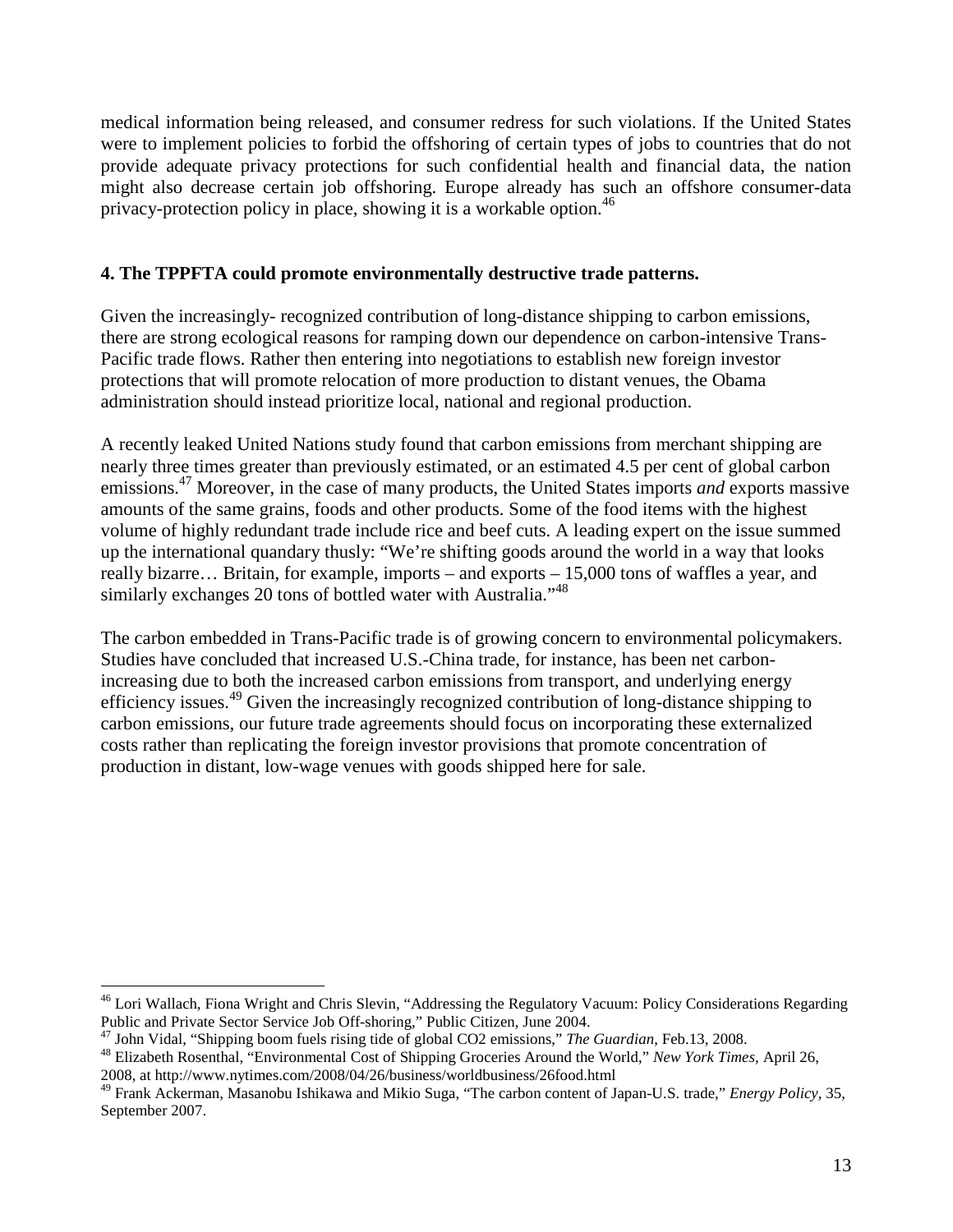medical information being released, and consumer redress for such violations. If the United States were to implement policies to forbid the offshoring of certain types of jobs to countries that do not provide adequate privacy protections for such confidential health and financial data, the nation might also decrease certain job offshoring. Europe already has such an offshore consumer-data privacy-protection policy in place, showing it is a workable option.[46]

**4. The TPPFTA could promote environmentally destructive trade patterns.**

Given the increasingly- recognized contribution of long-distance shipping to carbon emissions, there are strong ecological reasons for ramping down our dependence on carbon-intensive Trans-Pacific trade flows. Rather then entering into negotiations to establish new foreign investor protections that will promote relocation of more production to distant venues, the Obama administration should instead prioritize local, national and regional production.

A recently leaked United Nations study found that carbon emissions from merchant shipping are nearly three times greater than previously estimated, or an estimated 4.5 per cent of global carbon emissions.[47] Moreover, in the case of many products, the United States imports *and* exports massive amounts of the same grains, foods and other products. Some of the food items with the highest volume of highly redundant trade include rice and beef cuts. A leading expert on the issue summed up the international quandary thusly: "We're shifting goods around the world in a way that looks really bizarre… Britain, for example, imports – and exports – 15,000 tons of waffles a year, and similarly exchanges 20 tons of bottled water with Australia."[48]

The carbon embedded in Trans-Pacific trade is of growing concern to environmental policymakers. Studies have concluded that increased U.S.-China trade, for instance, has been net carbon-increasing due to both the increased carbon emissions from transport, and underlying energy efficiency issues.[49] Given the increasingly recognized contribution of long-distance shipping to carbon emissions, our future trade agreements should focus on incorporating these externalized costs rather than replicating the foreign investor provisions that promote concentration of production in distant, low-wage venues with goods shipped here for sale.

---

[46] Lori Wallach, Fiona Wright and Chris Slevin, "Addressing the Regulatory Vacuum: Policy Considerations Regarding Public and Private Sector Service Job Off-shoring," Public Citizen, June 2004.

[47] John Vidal, "Shipping boom fuels rising tide of global CO2 emissions," *The Guardian*, Feb.13, 2008.

[48] Elizabeth Rosenthal, "Environmental Cost of Shipping Groceries Around the World," *New York Times*, April 26, 2008, at http://www.nytimes.com/2008/04/26/business/worldbusiness/26food.html

[49] Frank Ackerman, Masanobu Ishikawa and Mikio Suga, "The carbon content of Japan-U.S. trade," *Energy Policy*, 35, September 2007.